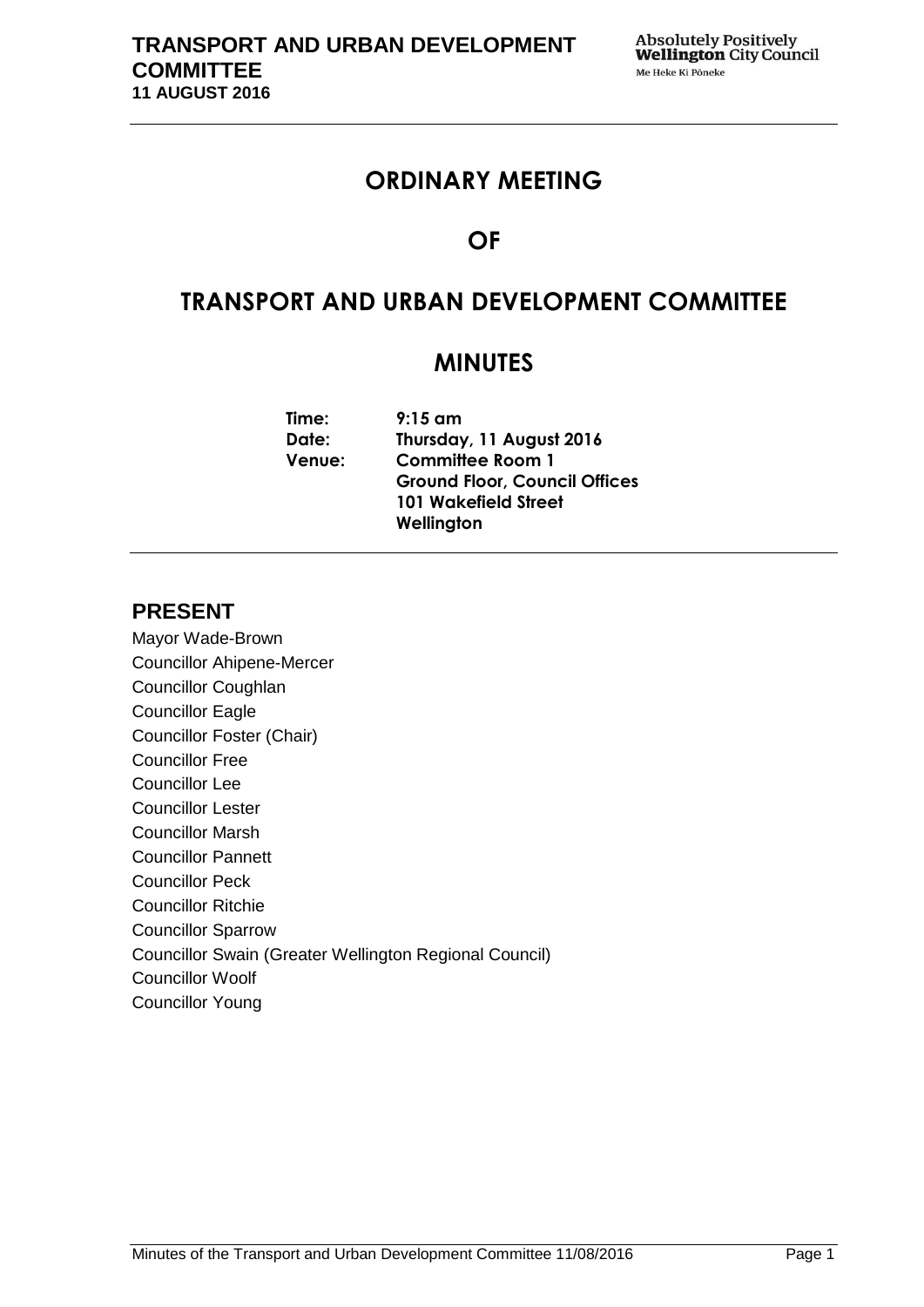# ORDINARY MEETING

# OF

# TRANSPORT AND URBAN DEVELOPMENT COMMITTEE

# MINUTES

**Time:** 9:15 am
**Date:** Thursday, 11 August 2016
**Venue:** Committee Room 1
Ground Floor, Council Offices
101 Wakefield Street
Wellington

## PRESENT

Mayor Wade-Brown
Councillor Ahipene-Mercer
Councillor Coughlan
Councillor Eagle
Councillor Foster (Chair)
Councillor Free
Councillor Lee
Councillor Lester
Councillor Marsh
Councillor Pannett
Councillor Peck
Councillor Ritchie
Councillor Sparrow
Councillor Swain (Greater Wellington Regional Council)
Councillor Woolf
Councillor Young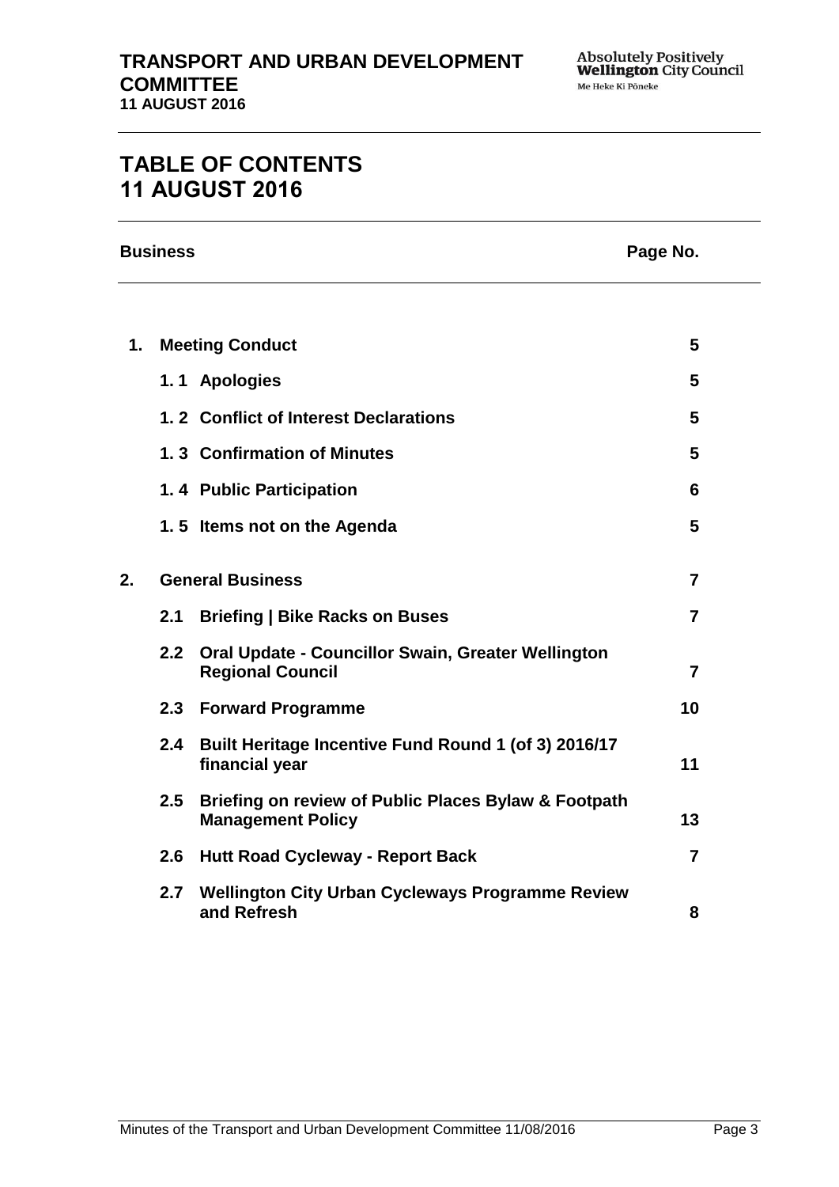# TABLE OF CONTENTS 11 AUGUST 2016

| Business | | | Page No. |
|---|---|---|---|
| **1.** | **Meeting Conduct** | | **5** |
| | **1. 1** | **Apologies** | **5** |
| | **1. 2** | **Conflict of Interest Declarations** | **5** |
| | **1. 3** | **Confirmation of Minutes** | **5** |
| | **1. 4** | **Public Participation** | **6** |
| | **1. 5** | **Items not on the Agenda** | **5** |
| **2.** | **General Business** | | **7** |
| | **2.1** | **Briefing \| Bike Racks on Buses** | **7** |
| | **2.2** | **Oral Update - Councillor Swain, Greater Wellington Regional Council** | **7** |
| | **2.3** | **Forward Programme** | **10** |
| | **2.4** | **Built Heritage Incentive Fund Round 1 (of 3) 2016/17 financial year** | **11** |
| | **2.5** | **Briefing on review of Public Places Bylaw & Footpath Management Policy** | **13** |
| | **2.6** | **Hutt Road Cycleway - Report Back** | **7** |
| | **2.7** | **Wellington City Urban Cycleways Programme Review and Refresh** | **8** |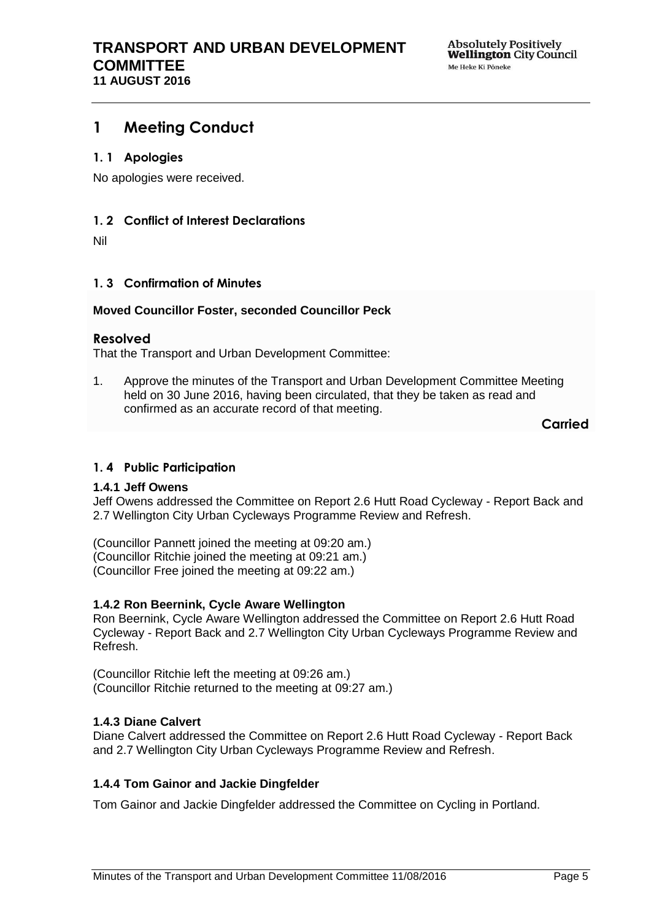# 1 Meeting Conduct

## 1. 1 Apologies

No apologies were received.

## 1. 2 Conflict of Interest Declarations

Nil

## 1. 3 Confirmation of Minutes

**Moved Councillor Foster, seconded Councillor Peck**

### Resolved

That the Transport and Urban Development Committee:

1. Approve the minutes of the Transport and Urban Development Committee Meeting held on 30 June 2016, having been circulated, that they be taken as read and confirmed as an accurate record of that meeting.

**Carried**

## 1. 4 Public Participation

### 1.4.1 Jeff Owens

Jeff Owens addressed the Committee on Report 2.6 Hutt Road Cycleway - Report Back and 2.7 Wellington City Urban Cycleways Programme Review and Refresh.

(Councillor Pannett joined the meeting at 09:20 am.)
(Councillor Ritchie joined the meeting at 09:21 am.)
(Councillor Free joined the meeting at 09:22 am.)

### 1.4.2 Ron Beernink, Cycle Aware Wellington

Ron Beernink, Cycle Aware Wellington addressed the Committee on Report 2.6 Hutt Road Cycleway - Report Back and 2.7 Wellington City Urban Cycleways Programme Review and Refresh.

(Councillor Ritchie left the meeting at 09:26 am.)
(Councillor Ritchie returned to the meeting at 09:27 am.)

### 1.4.3 Diane Calvert

Diane Calvert addressed the Committee on Report 2.6 Hutt Road Cycleway - Report Back and 2.7 Wellington City Urban Cycleways Programme Review and Refresh.

### 1.4.4 Tom Gainor and Jackie Dingfelder

Tom Gainor and Jackie Dingfelder addressed the Committee on Cycling in Portland.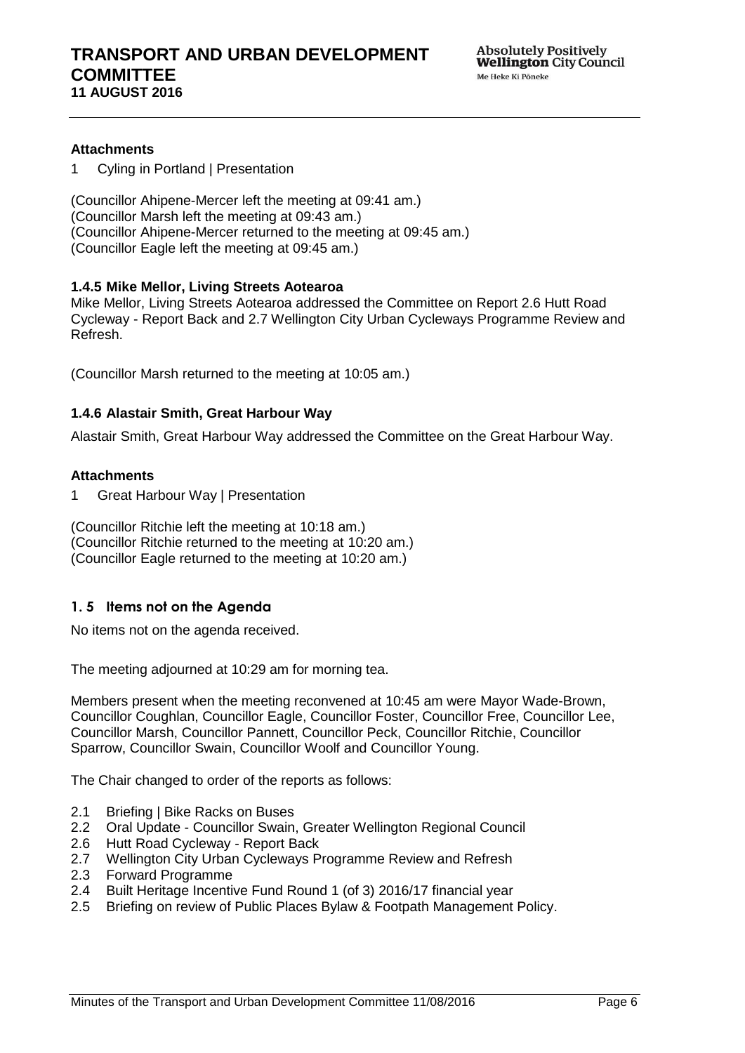**Attachments**

1 Cyling in Portland | Presentation

(Councillor Ahipene-Mercer left the meeting at 09:41 am.)
(Councillor Marsh left the meeting at 09:43 am.)
(Councillor Ahipene-Mercer returned to the meeting at 09:45 am.)
(Councillor Eagle left the meeting at 09:45 am.)

**1.4.5 Mike Mellor, Living Streets Aotearoa**

Mike Mellor, Living Streets Aotearoa addressed the Committee on Report 2.6 Hutt Road Cycleway - Report Back and 2.7 Wellington City Urban Cycleways Programme Review and Refresh.

(Councillor Marsh returned to the meeting at 10:05 am.)

**1.4.6 Alastair Smith, Great Harbour Way**

Alastair Smith, Great Harbour Way addressed the Committee on the Great Harbour Way.

**Attachments**

1 Great Harbour Way | Presentation

(Councillor Ritchie left the meeting at 10:18 am.)
(Councillor Ritchie returned to the meeting at 10:20 am.)
(Councillor Eagle returned to the meeting at 10:20 am.)

### 1. 5 Items not on the Agenda

No items not on the agenda received.

The meeting adjourned at 10:29 am for morning tea.

Members present when the meeting reconvened at 10:45 am were Mayor Wade-Brown, Councillor Coughlan, Councillor Eagle, Councillor Foster, Councillor Free, Councillor Lee, Councillor Marsh, Councillor Pannett, Councillor Peck, Councillor Ritchie, Councillor Sparrow, Councillor Swain, Councillor Woolf and Councillor Young.

The Chair changed to order of the reports as follows:

2.1 Briefing | Bike Racks on Buses
2.2 Oral Update - Councillor Swain, Greater Wellington Regional Council
2.6 Hutt Road Cycleway - Report Back
2.7 Wellington City Urban Cycleways Programme Review and Refresh
2.3 Forward Programme
2.4 Built Heritage Incentive Fund Round 1 (of 3) 2016/17 financial year
2.5 Briefing on review of Public Places Bylaw & Footpath Management Policy.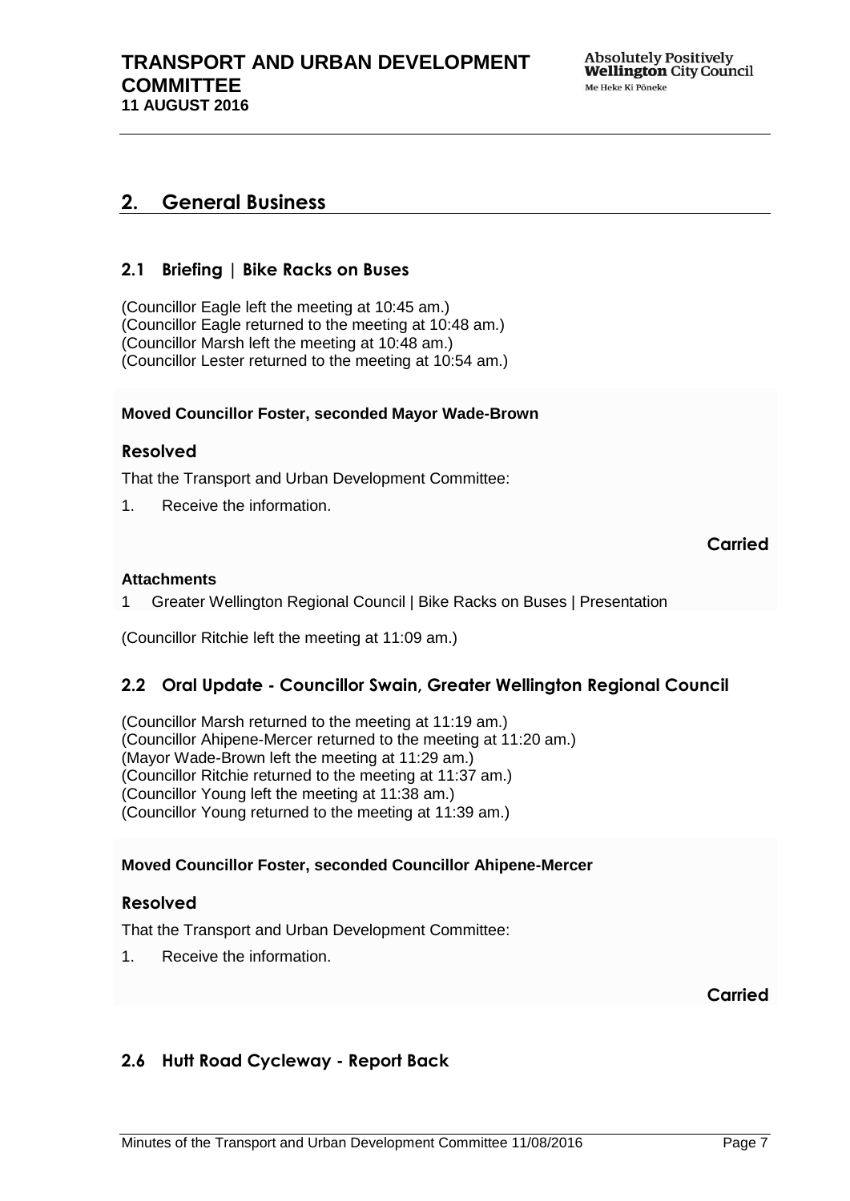## 2. General Business

### 2.1 Briefing | Bike Racks on Buses

(Councillor Eagle left the meeting at 10:45 am.)
(Councillor Eagle returned to the meeting at 10:48 am.)
(Councillor Marsh left the meeting at 10:48 am.)
(Councillor Lester returned to the meeting at 10:54 am.)

**Moved Councillor Foster, seconded Mayor Wade-Brown**

### Resolved

That the Transport and Urban Development Committee:

1. Receive the information.

**Carried**

**Attachments**

1 Greater Wellington Regional Council | Bike Racks on Buses | Presentation

(Councillor Ritchie left the meeting at 11:09 am.)

### 2.2 Oral Update - Councillor Swain, Greater Wellington Regional Council

(Councillor Marsh returned to the meeting at 11:19 am.)
(Councillor Ahipene-Mercer returned to the meeting at 11:20 am.)
(Mayor Wade-Brown left the meeting at 11:29 am.)
(Councillor Ritchie returned to the meeting at 11:37 am.)
(Councillor Young left the meeting at 11:38 am.)
(Councillor Young returned to the meeting at 11:39 am.)

**Moved Councillor Foster, seconded Councillor Ahipene-Mercer**

### Resolved

That the Transport and Urban Development Committee:

1. Receive the information.

**Carried**

### 2.6 Hutt Road Cycleway - Report Back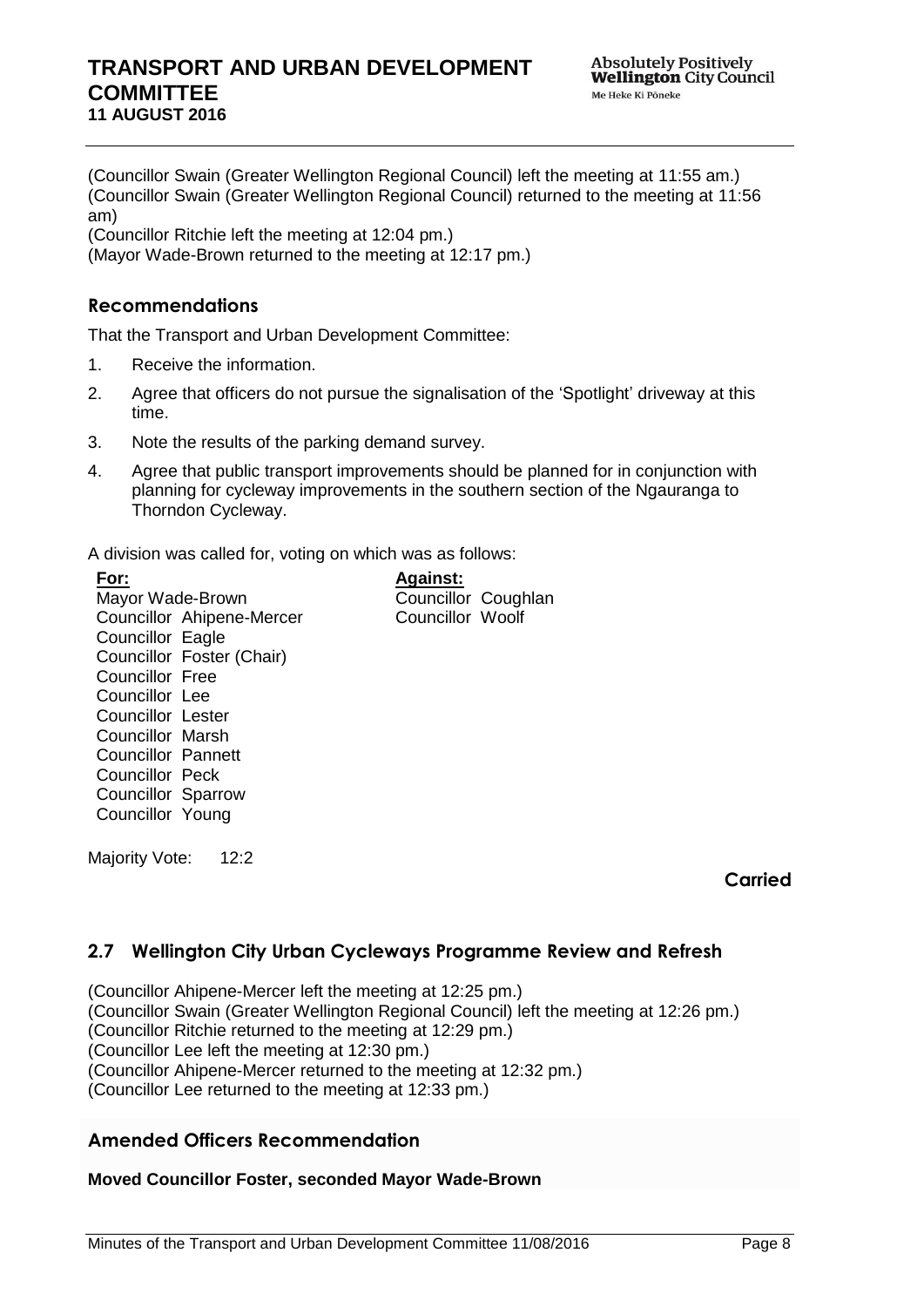(Councillor Swain (Greater Wellington Regional Council) left the meeting at 11:55 am.)
(Councillor Swain (Greater Wellington Regional Council) returned to the meeting at 11:56 am)
(Councillor Ritchie left the meeting at 12:04 pm.)
(Mayor Wade-Brown returned to the meeting at 12:17 pm.)

### Recommendations

That the Transport and Urban Development Committee:

1. Receive the information.
2. Agree that officers do not pursue the signalisation of the 'Spotlight' driveway at this time.
3. Note the results of the parking demand survey.
4. Agree that public transport improvements should be planned for in conjunction with planning for cycleway improvements in the southern section of the Ngauranga to Thorndon Cycleway.

A division was called for, voting on which was as follows:

| **For:** | **Against:** |
|---|---|
| Mayor Wade-Brown | Councillor Coughlan |
| Councillor Ahipene-Mercer | Councillor Woolf |
| Councillor Eagle | |
| Councillor Foster (Chair) | |
| Councillor Free | |
| Councillor Lee | |
| Councillor Lester | |
| Councillor Marsh | |
| Councillor Pannett | |
| Councillor Peck | |
| Councillor Sparrow | |
| Councillor Young | |

Majority Vote: 12:2

**Carried**

## 2.7 Wellington City Urban Cycleways Programme Review and Refresh

(Councillor Ahipene-Mercer left the meeting at 12:25 pm.)
(Councillor Swain (Greater Wellington Regional Council) left the meeting at 12:26 pm.)
(Councillor Ritchie returned to the meeting at 12:29 pm.)
(Councillor Lee left the meeting at 12:30 pm.)
(Councillor Ahipene-Mercer returned to the meeting at 12:32 pm.)
(Councillor Lee returned to the meeting at 12:33 pm.)

### Amended Officers Recommendation

**Moved Councillor Foster, seconded Mayor Wade-Brown**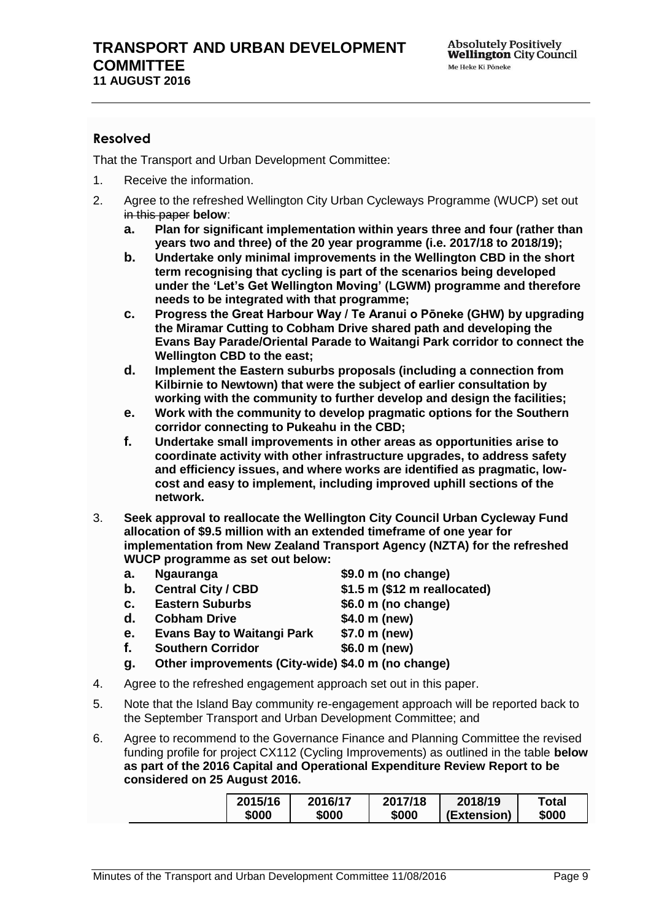### Resolved

That the Transport and Urban Development Committee:

1. Receive the information.
2. Agree to the refreshed Wellington City Urban Cycleways Programme (WUCP) set out ~~in this paper~~ **below**:
   - **a. Plan for significant implementation within years three and four (rather than years two and three) of the 20 year programme (i.e. 2017/18 to 2018/19);**
   - **b. Undertake only minimal improvements in the Wellington CBD in the short term recognising that cycling is part of the scenarios being developed under the 'Let's Get Wellington Moving' (LGWM) programme and therefore needs to be integrated with that programme;**
   - **c. Progress the Great Harbour Way / Te Aranui o Pōneke (GHW) by upgrading the Miramar Cutting to Cobham Drive shared path and developing the Evans Bay Parade/Oriental Parade to Waitangi Park corridor to connect the Wellington CBD to the east;**
   - **d. Implement the Eastern suburbs proposals (including a connection from Kilbirnie to Newtown) that were the subject of earlier consultation by working with the community to further develop and design the facilities;**
   - **e. Work with the community to develop pragmatic options for the Southern corridor connecting to Pukeahu in the CBD;**
   - **f. Undertake small improvements in other areas as opportunities arise to coordinate activity with other infrastructure upgrades, to address safety and efficiency issues, and where works are identified as pragmatic, low-cost and easy to implement, including improved uphill sections of the network.**
3. **Seek approval to reallocate the Wellington City Council Urban Cycleway Fund allocation of $9.5 million with an extended timeframe of one year for implementation from New Zealand Transport Agency (NZTA) for the refreshed WUCP programme as set out below:**
   - **a. Ngauranga $9.0 m (no change)**
   - **b. Central City / CBD $1.5 m ($12 m reallocated)**
   - **c. Eastern Suburbs $6.0 m (no change)**
   - **d. Cobham Drive $4.0 m (new)**
   - **e. Evans Bay to Waitangi Park $7.0 m (new)**
   - **f. Southern Corridor $6.0 m (new)**
   - **g. Other improvements (City-wide) $4.0 m (no change)**
4. Agree to the refreshed engagement approach set out in this paper.
5. Note that the Island Bay community re-engagement approach will be reported back to the September Transport and Urban Development Committee; and
6. Agree to recommend to the Governance Finance and Planning Committee the revised funding profile for project CX112 (Cycling Improvements) as outlined in the table **below as part of the 2016 Capital and Operational Expenditure Review Report to be considered on 25 August 2016.**

| | 2015/16 $000 | 2016/17 $000 | 2017/18 $000 | 2018/19 (Extension) | Total $000 |
|---|---|---|---|---|---|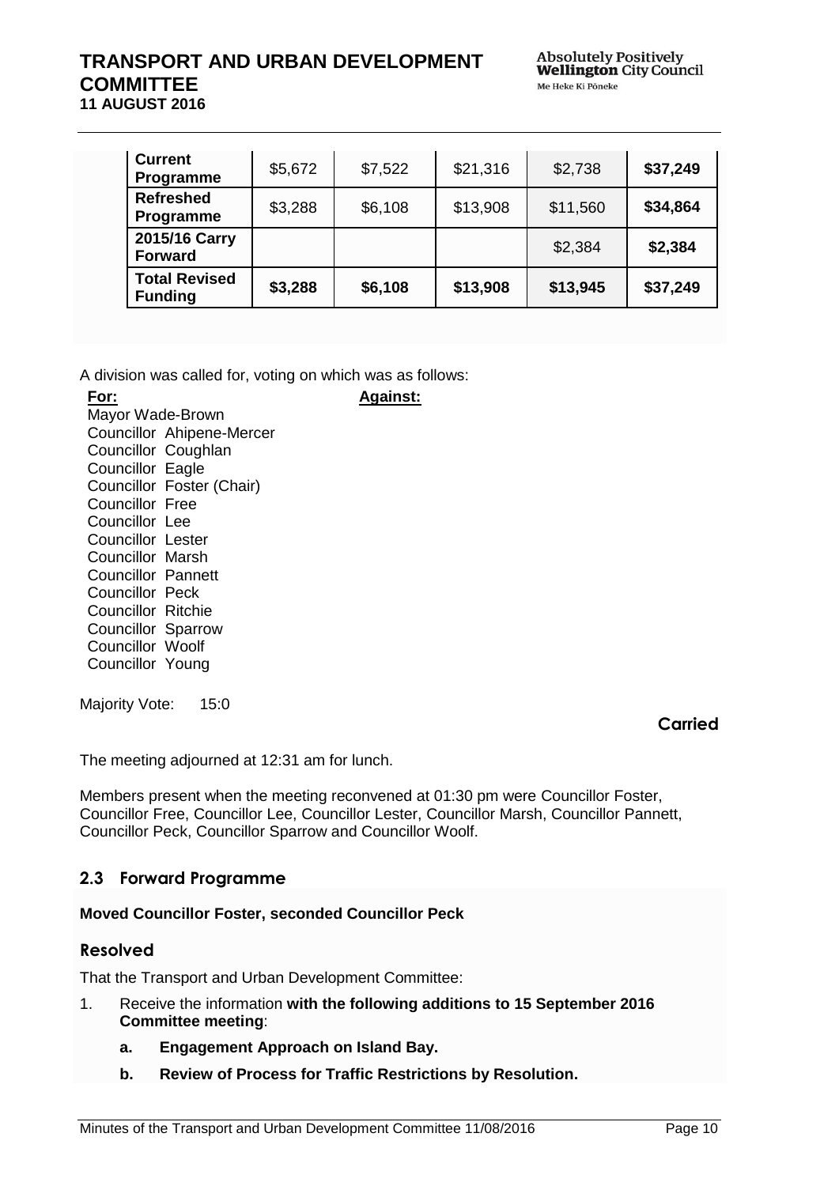| **Current Programme** | $5,672 | $7,522 | $21,316 | $2,738 | **$37,249** |
|---|---|---|---|---|---|
| **Refreshed Programme** | $3,288 | $6,108 | $13,908 | $11,560 | **$34,864** |
| **2015/16 Carry Forward** | | | | $2,384 | **$2,384** |
| **Total Revised Funding** | **$3,288** | **$6,108** | **$13,908** | **$13,945** | **$37,249** |

A division was called for, voting on which was as follows:

**For:**

Mayor Wade-Brown
Councillor Ahipene-Mercer
Councillor Coughlan
Councillor Eagle
Councillor Foster (Chair)
Councillor Free
Councillor Lee
Councillor Lester
Councillor Marsh
Councillor Pannett
Councillor Peck
Councillor Ritchie
Councillor Sparrow
Councillor Woolf
Councillor Young

**Against:**

Majority Vote: 15:0

**Carried**

The meeting adjourned at 12:31 am for lunch.

Members present when the meeting reconvened at 01:30 pm were Councillor Foster, Councillor Free, Councillor Lee, Councillor Lester, Councillor Marsh, Councillor Pannett, Councillor Peck, Councillor Sparrow and Councillor Woolf.

## 2.3 Forward Programme

**Moved Councillor Foster, seconded Councillor Peck**

### Resolved

That the Transport and Urban Development Committee:

1. Receive the information **with the following additions to 15 September 2016 Committee meeting**:

   a. **Engagement Approach on Island Bay.**

   b. **Review of Process for Traffic Restrictions by Resolution.**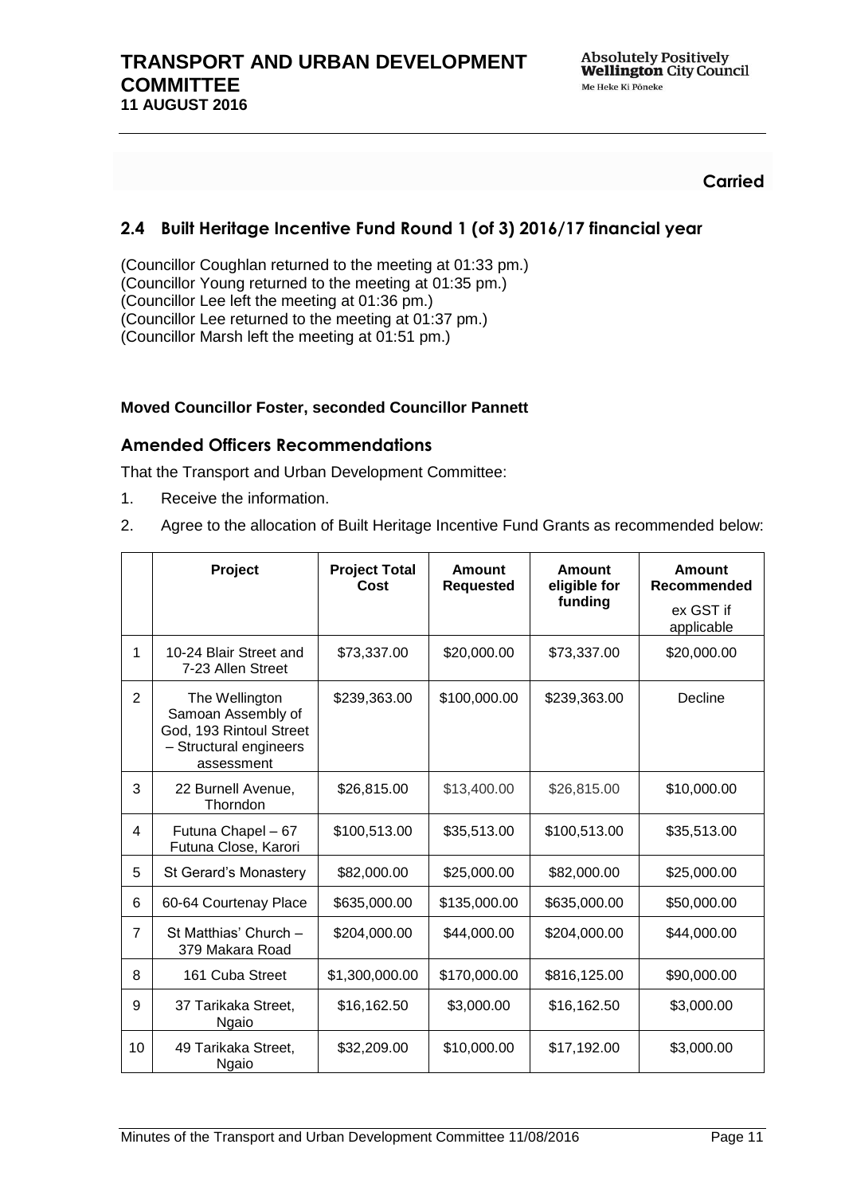**Carried**

## 2.4 Built Heritage Incentive Fund Round 1 (of 3) 2016/17 financial year

(Councillor Coughlan returned to the meeting at 01:33 pm.)
(Councillor Young returned to the meeting at 01:35 pm.)
(Councillor Lee left the meeting at 01:36 pm.)
(Councillor Lee returned to the meeting at 01:37 pm.)
(Councillor Marsh left the meeting at 01:51 pm.)

**Moved Councillor Foster, seconded Councillor Pannett**

### Amended Officers Recommendations

That the Transport and Urban Development Committee:

1. Receive the information.
2. Agree to the allocation of Built Heritage Incentive Fund Grants as recommended below:

| | Project | Project Total Cost | Amount Requested | Amount eligible for funding | Amount Recommended ex GST if applicable |
|---|---|---|---|---|---|
| 1 | 10-24 Blair Street and 7-23 Allen Street | $73,337.00 | $20,000.00 | $73,337.00 | $20,000.00 |
| 2 | The Wellington Samoan Assembly of God, 193 Rintoul Street – Structural engineers assessment | $239,363.00 | $100,000.00 | $239,363.00 | Decline |
| 3 | 22 Burnell Avenue, Thorndon | $26,815.00 | $13,400.00 | $26,815.00 | $10,000.00 |
| 4 | Futuna Chapel – 67 Futuna Close, Karori | $100,513.00 | $35,513.00 | $100,513.00 | $35,513.00 |
| 5 | St Gerard's Monastery | $82,000.00 | $25,000.00 | $82,000.00 | $25,000.00 |
| 6 | 60-64 Courtenay Place | $635,000.00 | $135,000.00 | $635,000.00 | $50,000.00 |
| 7 | St Matthias' Church – 379 Makara Road | $204,000.00 | $44,000.00 | $204,000.00 | $44,000.00 |
| 8 | 161 Cuba Street | $1,300,000.00 | $170,000.00 | $816,125.00 | $90,000.00 |
| 9 | 37 Tarikaka Street, Ngaio | $16,162.50 | $3,000.00 | $16,162.50 | $3,000.00 |
| 10 | 49 Tarikaka Street, Ngaio | $32,209.00 | $10,000.00 | $17,192.00 | $3,000.00 |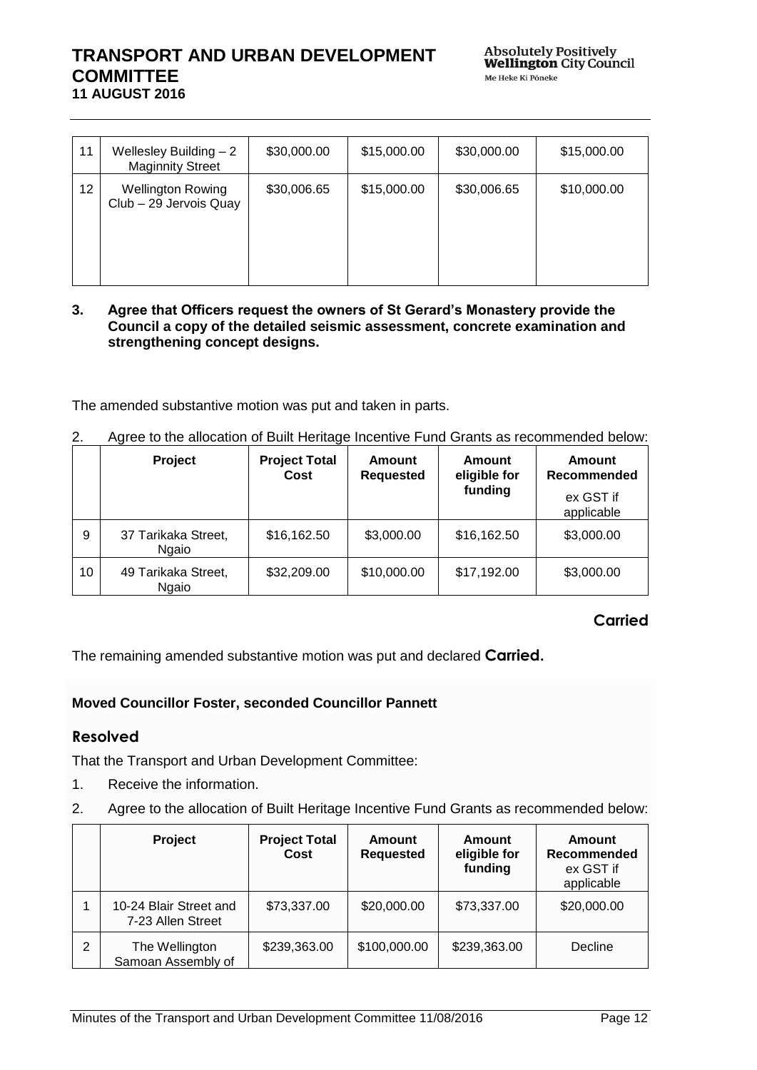| 11 | Wellesley Building – 2 Maginnity Street | $30,000.00 | $15,000.00 | $30,000.00 | $15,000.00 |
|---|---|---|---|---|---|
| 12 | Wellington Rowing Club – 29 Jervois Quay | $30,006.65 | $15,000.00 | $30,006.65 | $10,000.00 |

**3. Agree that Officers request the owners of St Gerard's Monastery provide the Council a copy of the detailed seismic assessment, concrete examination and strengthening concept designs.**

The amended substantive motion was put and taken in parts.

2. Agree to the allocation of Built Heritage Incentive Fund Grants as recommended below:

| | Project | Project Total Cost | Amount Requested | Amount eligible for funding | Amount Recommended ex GST if applicable |
|---|---|---|---|---|---|
| 9 | 37 Tarikaka Street, Ngaio | $16,162.50 | $3,000.00 | $16,162.50 | $3,000.00 |
| 10 | 49 Tarikaka Street, Ngaio | $32,209.00 | $10,000.00 | $17,192.00 | $3,000.00 |

**Carried**

The remaining amended substantive motion was put and declared **Carried.**

**Moved Councillor Foster, seconded Councillor Pannett**

### Resolved

That the Transport and Urban Development Committee:

1. Receive the information.
2. Agree to the allocation of Built Heritage Incentive Fund Grants as recommended below:

| | Project | Project Total Cost | Amount Requested | Amount eligible for funding | Amount Recommended ex GST if applicable |
|---|---|---|---|---|---|
| 1 | 10-24 Blair Street and 7-23 Allen Street | $73,337.00 | $20,000.00 | $73,337.00 | $20,000.00 |
| 2 | The Wellington Samoan Assembly of | $239,363.00 | $100,000.00 | $239,363.00 | Decline |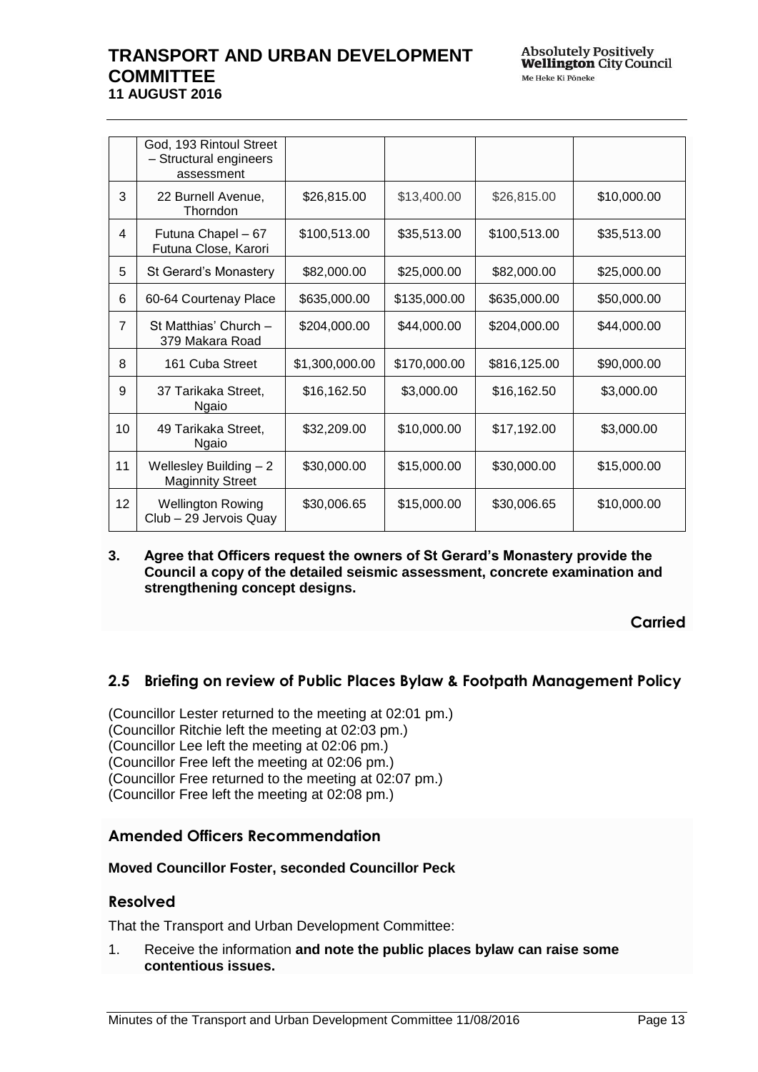| | God, 193 Rintoul Street – Structural engineers assessment | | | | |
|---|---|---|---|---|---|
| 3 | 22 Burnell Avenue, Thorndon | $26,815.00 | $13,400.00 | $26,815.00 | $10,000.00 |
| 4 | Futuna Chapel – 67 Futuna Close, Karori | $100,513.00 | $35,513.00 | $100,513.00 | $35,513.00 |
| 5 | St Gerard's Monastery | $82,000.00 | $25,000.00 | $82,000.00 | $25,000.00 |
| 6 | 60-64 Courtenay Place | $635,000.00 | $135,000.00 | $635,000.00 | $50,000.00 |
| 7 | St Matthias' Church – 379 Makara Road | $204,000.00 | $44,000.00 | $204,000.00 | $44,000.00 |
| 8 | 161 Cuba Street | $1,300,000.00 | $170,000.00 | $816,125.00 | $90,000.00 |
| 9 | 37 Tarikaka Street, Ngaio | $16,162.50 | $3,000.00 | $16,162.50 | $3,000.00 |
| 10 | 49 Tarikaka Street, Ngaio | $32,209.00 | $10,000.00 | $17,192.00 | $3,000.00 |
| 11 | Wellesley Building – 2 Maginnity Street | $30,000.00 | $15,000.00 | $30,000.00 | $15,000.00 |
| 12 | Wellington Rowing Club – 29 Jervois Quay | $30,006.65 | $15,000.00 | $30,006.65 | $10,000.00 |

3. **Agree that Officers request the owners of St Gerard's Monastery provide the Council a copy of the detailed seismic assessment, concrete examination and strengthening concept designs.**

**Carried**

## 2.5 Briefing on review of Public Places Bylaw & Footpath Management Policy

(Councillor Lester returned to the meeting at 02:01 pm.)
(Councillor Ritchie left the meeting at 02:03 pm.)
(Councillor Lee left the meeting at 02:06 pm.)
(Councillor Free left the meeting at 02:06 pm.)
(Councillor Free returned to the meeting at 02:07 pm.)
(Councillor Free left the meeting at 02:08 pm.)

### Amended Officers Recommendation

**Moved Councillor Foster, seconded Councillor Peck**

### Resolved

That the Transport and Urban Development Committee:

1. Receive the information **and note the public places bylaw can raise some contentious issues.**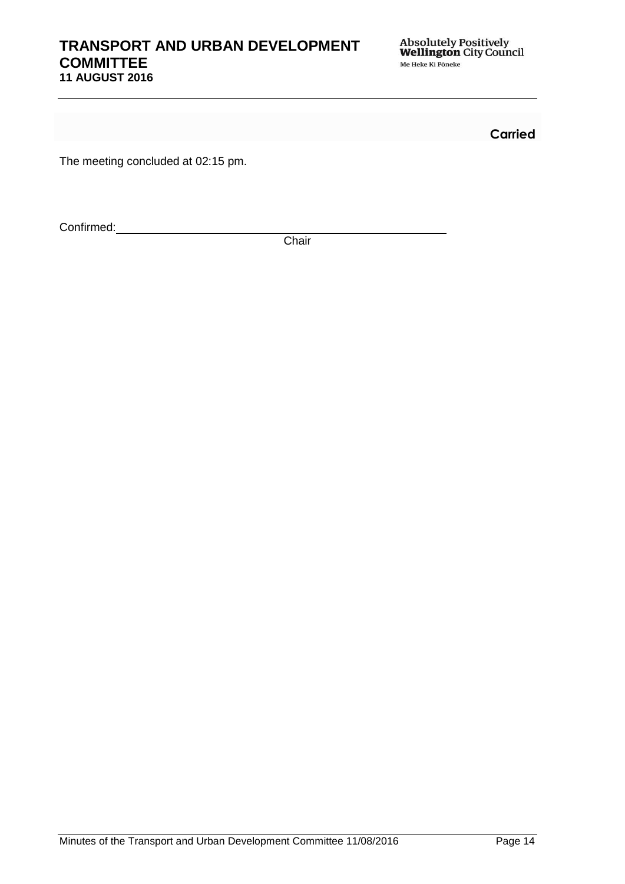**Carried**

The meeting concluded at 02:15 pm.

Confirmed: ______________________________________________

Chair